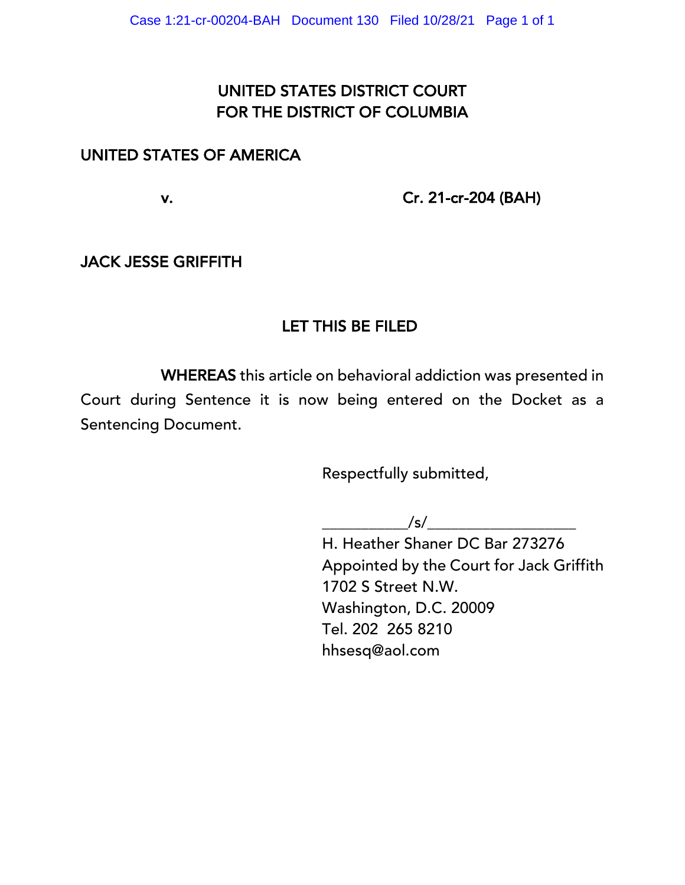UNITED STATES DISTRICT COURT
FOR THE DISTRICT OF COLUMBIA

UNITED STATES OF AMERICA

v. Cr. 21-cr-204 (BAH)

JACK JESSE GRIFFITH

## LET THIS BE FILED

**WHEREAS** this article on behavioral addiction was presented in Court during Sentence it is now being entered on the Docket as a Sentencing Document.

Respectfully submitted,

___________/s/___________________
H. Heather Shaner DC Bar 273276
Appointed by the Court for Jack Griffith
1702 S Street N.W.
Washington, D.C. 20009
Tel. 202 265 8210
hhsesq@aol.com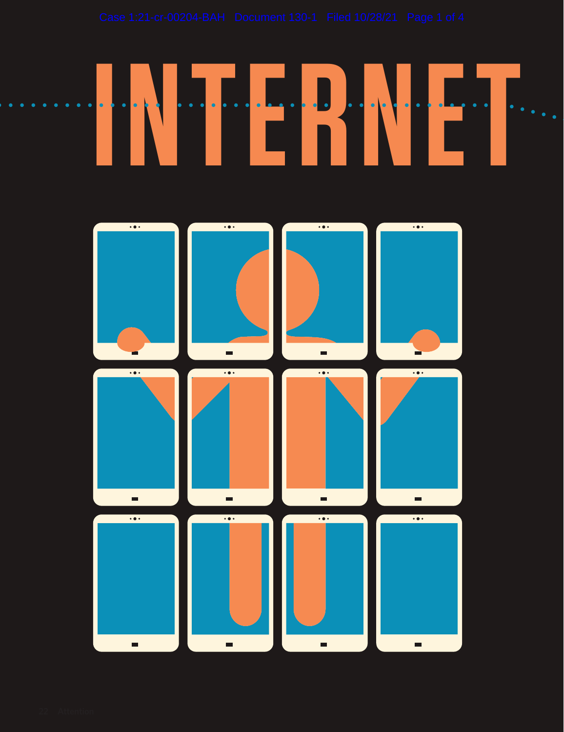# INTERNET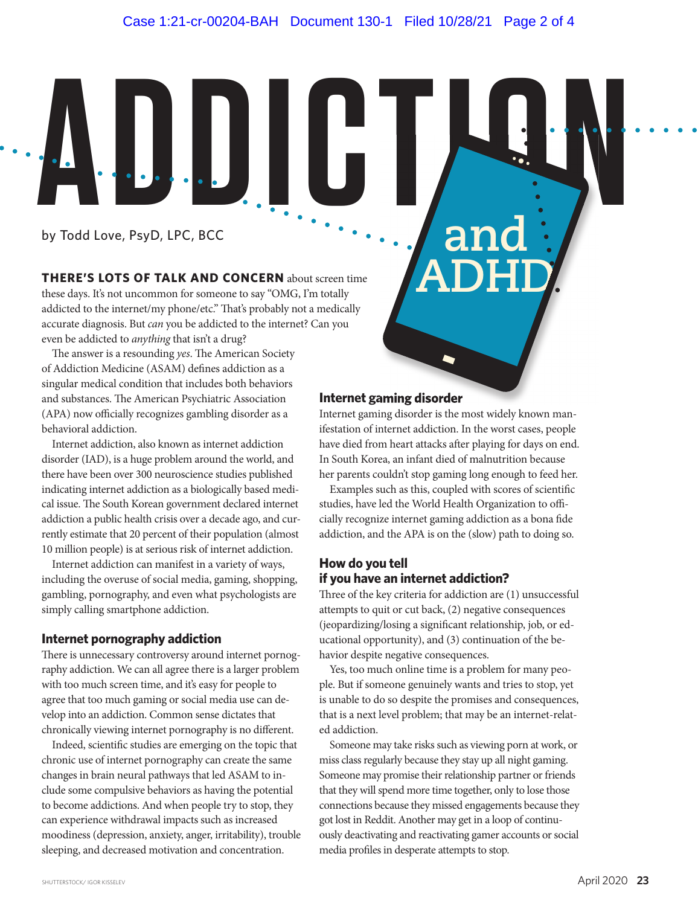# ADDICTION and ADHD

by Todd Love, PsyD, LPC, BCC

**THERE'S LOTS OF TALK AND CONCERN** about screen time these days. It's not uncommon for someone to say "OMG, I'm totally addicted to the internet/my phone/etc." That's probably not a medically accurate diagnosis. But *can* you be addicted to the internet? Can you even be addicted to *anything* that isn't a drug?

The answer is a resounding *yes*. The American Society of Addiction Medicine (ASAM) defines addiction as a singular medical condition that includes both behaviors and substances. The American Psychiatric Association (APA) now officially recognizes gambling disorder as a behavioral addiction.

Internet addiction, also known as internet addiction disorder (IAD), is a huge problem around the world, and there have been over 300 neuroscience studies published indicating internet addiction as a biologically based medical issue. The South Korean government declared internet addiction a public health crisis over a decade ago, and currently estimate that 20 percent of their population (almost 10 million people) is at serious risk of internet addiction.

Internet addiction can manifest in a variety of ways, including the overuse of social media, gaming, shopping, gambling, pornography, and even what psychologists are simply calling smartphone addiction.

## Internet pornography addiction

There is unnecessary controversy around internet pornography addiction. We can all agree there is a larger problem with too much screen time, and it's easy for people to agree that too much gaming or social media use can develop into an addiction. Common sense dictates that chronically viewing internet pornography is no different.

Indeed, scientific studies are emerging on the topic that chronic use of internet pornography can create the same changes in brain neural pathways that led ASAM to include some compulsive behaviors as having the potential to become addictions. And when people try to stop, they can experience withdrawal impacts such as increased moodiness (depression, anxiety, anger, irritability), trouble sleeping, and decreased motivation and concentration.

## Internet gaming disorder

Internet gaming disorder is the most widely known manifestation of internet addiction. In the worst cases, people have died from heart attacks after playing for days on end. In South Korea, an infant died of malnutrition because her parents couldn't stop gaming long enough to feed her.

Examples such as this, coupled with scores of scientific studies, have led the World Health Organization to officially recognize internet gaming addiction as a bona fide addiction, and the APA is on the (slow) path to doing so.

## How do you tell if you have an internet addiction?

Three of the key criteria for addiction are (1) unsuccessful attempts to quit or cut back, (2) negative consequences (jeopardizing/losing a significant relationship, job, or educational opportunity), and (3) continuation of the behavior despite negative consequences.

Yes, too much online time is a problem for many people. But if someone genuinely wants and tries to stop, yet is unable to do so despite the promises and consequences, that is a next level problem; that may be an internet-related addiction.

Someone may take risks such as viewing porn at work, or miss class regularly because they stay up all night gaming. Someone may promise their relationship partner or friends that they will spend more time together, only to lose those connections because they missed engagements because they got lost in Reddit. Another may get in a loop of continuously deactivating and reactivating gamer accounts or social media profiles in desperate attempts to stop.

SHUTTERSTOCK/ IGOR KISSELEV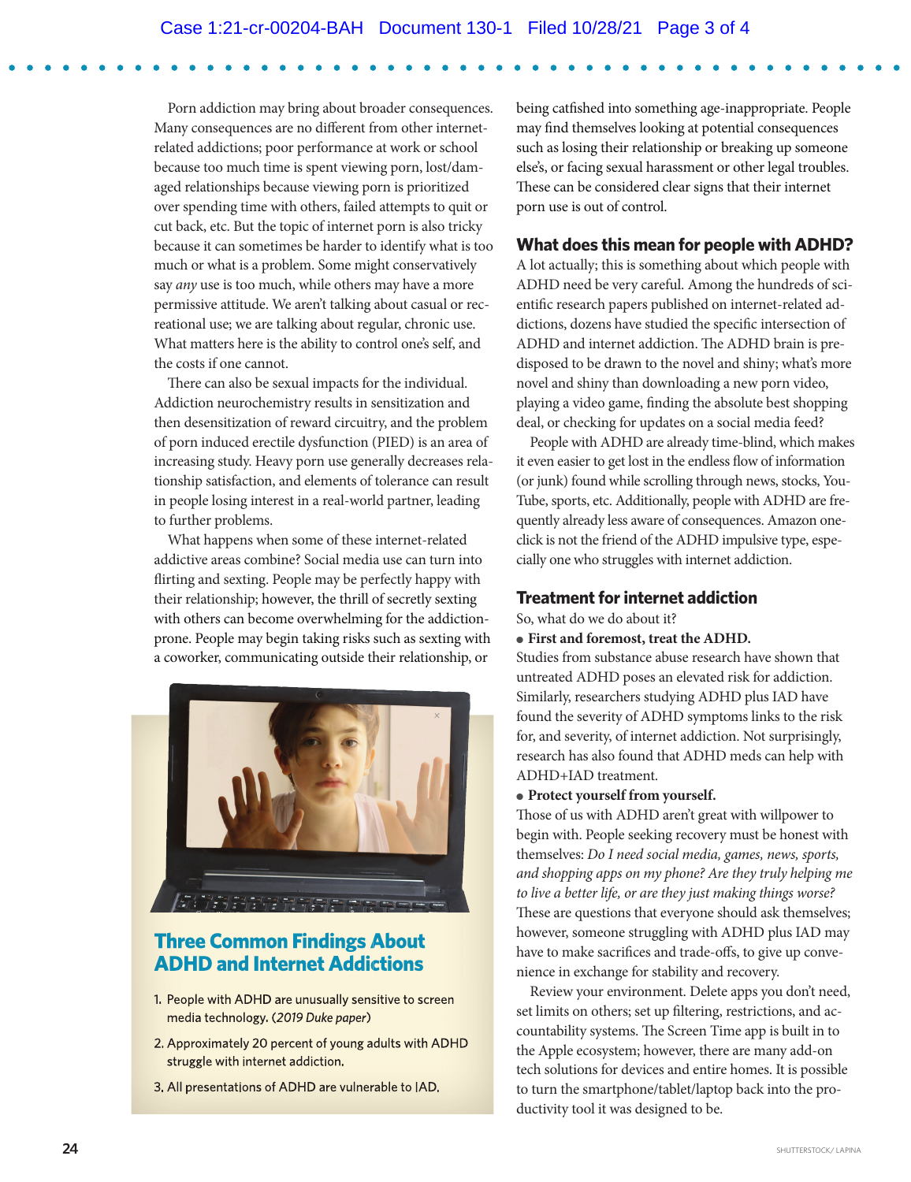Porn addiction may bring about broader consequences. Many consequences are no different from other internet-related addictions; poor performance at work or school because too much time is spent viewing porn, lost/damaged relationships because viewing porn is prioritized over spending time with others, failed attempts to quit or cut back, etc. But the topic of internet porn is also tricky because it can sometimes be harder to identify what is too much or what is a problem. Some might conservatively say *any* use is too much, while others may have a more permissive attitude. We aren't talking about casual or recreational use; we are talking about regular, chronic use. What matters here is the ability to control one's self, and the costs if one cannot.

There can also be sexual impacts for the individual. Addiction neurochemistry results in sensitization and then desensitization of reward circuitry, and the problem of porn induced erectile dysfunction (PIED) is an area of increasing study. Heavy porn use generally decreases relationship satisfaction, and elements of tolerance can result in people losing interest in a real-world partner, leading to further problems.

What happens when some of these internet-related addictive areas combine? Social media use can turn into flirting and sexting. People may be perfectly happy with their relationship; however, the thrill of secretly sexting with others can become overwhelming for the addiction-prone. People may begin taking risks such as sexting with a coworker, communicating outside their relationship, or being catfished into something age-inappropriate. People may find themselves looking at potential consequences such as losing their relationship or breaking up someone else's, or facing sexual harassment or other legal troubles. These can be considered clear signs that their internet porn use is out of control.

## Three Common Findings About ADHD and Internet Addictions

1. People with ADHD are unusually sensitive to screen media technology. (*2019 Duke paper*)
2. Approximately 20 percent of young adults with ADHD struggle with internet addiction.
3. All presentations of ADHD are vulnerable to IAD.

## What does this mean for people with ADHD?

A lot actually; this is something about which people with ADHD need be very careful. Among the hundreds of scientific research papers published on internet-related addictions, dozens have studied the specific intersection of ADHD and internet addiction. The ADHD brain is predisposed to be drawn to the novel and shiny; what's more novel and shiny than downloading a new porn video, playing a video game, finding the absolute best shopping deal, or checking for updates on a social media feed?

People with ADHD are already time-blind, which makes it even easier to get lost in the endless flow of information (or junk) found while scrolling through news, stocks, YouTube, sports, etc. Additionally, people with ADHD are frequently already less aware of consequences. Amazon one-click is not the friend of the ADHD impulsive type, especially one who struggles with internet addiction.

## Treatment for internet addiction

So, what do we do about it?

- **First and foremost, treat the ADHD.**

Studies from substance abuse research have shown that untreated ADHD poses an elevated risk for addiction. Similarly, researchers studying ADHD plus IAD have found the severity of ADHD symptoms links to the risk for, and severity, of internet addiction. Not surprisingly, research has also found that ADHD meds can help with ADHD+IAD treatment.

- **Protect yourself from yourself.**

Those of us with ADHD aren't great with willpower to begin with. People seeking recovery must be honest with themselves: *Do I need social media, games, news, sports, and shopping apps on my phone? Are they truly helping me to live a better life, or are they just making things worse?* These are questions that everyone should ask themselves; however, someone struggling with ADHD plus IAD may have to make sacrifices and trade-offs, to give up convenience in exchange for stability and recovery.

Review your environment. Delete apps you don't need, set limits on others; set up filtering, restrictions, and accountability systems. The Screen Time app is built in to the Apple ecosystem; however, there are many add-on tech solutions for devices and entire homes. It is possible to turn the smartphone/tablet/laptop back into the productivity tool it was designed to be.

SHUTTERSTOCK/ LAPINA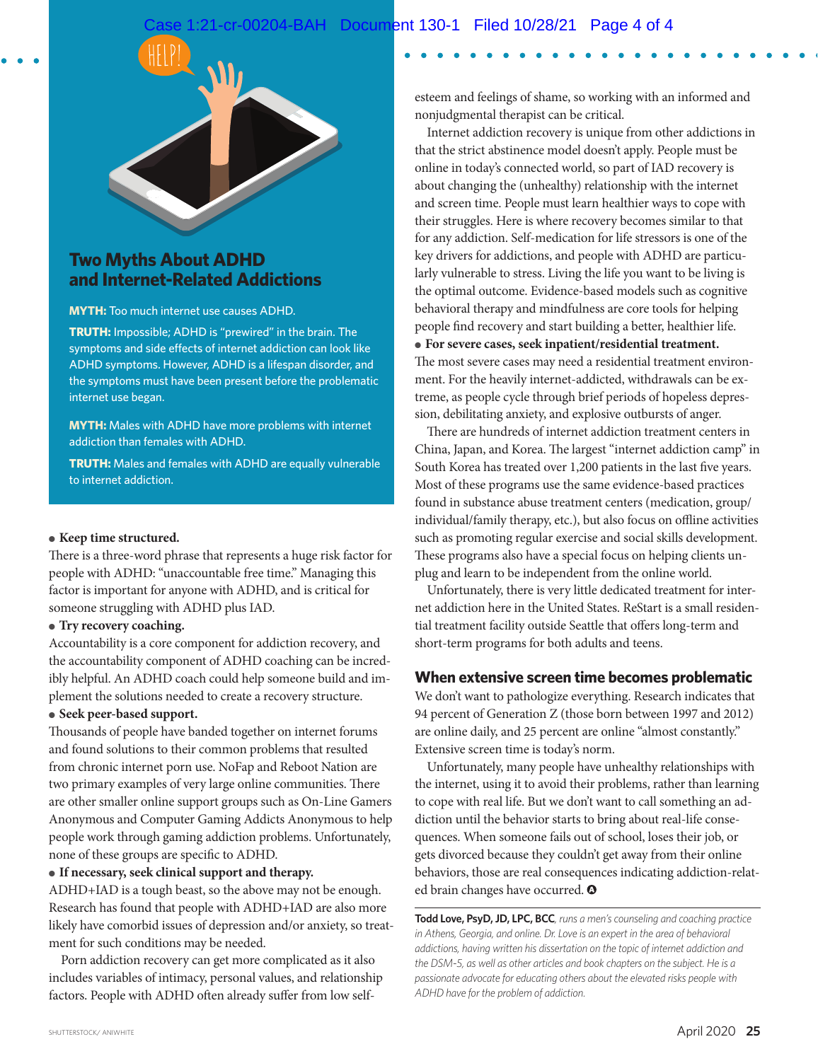## Two Myths About ADHD and Internet-Related Addictions

**MYTH:** Too much internet use causes ADHD.

**TRUTH:** Impossible; ADHD is "prewired" in the brain. The symptoms and side effects of internet addiction can look like ADHD symptoms. However, ADHD is a lifespan disorder, and the symptoms must have been present before the problematic internet use began.

**MYTH:** Males with ADHD have more problems with internet addiction than females with ADHD.

**TRUTH:** Males and females with ADHD are equally vulnerable to internet addiction.

● **Keep time structured.**
There is a three-word phrase that represents a huge risk factor for people with ADHD: "unaccountable free time." Managing this factor is important for anyone with ADHD, and is critical for someone struggling with ADHD plus IAD.

● **Try recovery coaching.**
Accountability is a core component for addiction recovery, and the accountability component of ADHD coaching can be incredibly helpful. An ADHD coach could help someone build and implement the solutions needed to create a recovery structure.

● **Seek peer-based support.**
Thousands of people have banded together on internet forums and found solutions to their common problems that resulted from chronic internet porn use. NoFap and Reboot Nation are two primary examples of very large online communities. There are other smaller online support groups such as On-Line Gamers Anonymous and Computer Gaming Addicts Anonymous to help people work through gaming addiction problems. Unfortunately, none of these groups are specific to ADHD.

● **If necessary, seek clinical support and therapy.**
ADHD+IAD is a tough beast, so the above may not be enough. Research has found that people with ADHD+IAD are also more likely have comorbid issues of depression and/or anxiety, so treatment for such conditions may be needed.

Porn addiction recovery can get more complicated as it also includes variables of intimacy, personal values, and relationship factors. People with ADHD often already suffer from low self-esteem and feelings of shame, so working with an informed and nonjudgmental therapist can be critical.

Internet addiction recovery is unique from other addictions in that the strict abstinence model doesn't apply. People must be online in today's connected world, so part of IAD recovery is about changing the (unhealthy) relationship with the internet and screen time. People must learn healthier ways to cope with their struggles. Here is where recovery becomes similar to that for any addiction. Self-medication for life stressors is one of the key drivers for addictions, and people with ADHD are particularly vulnerable to stress. Living the life you want to be living is the optimal outcome. Evidence-based models such as cognitive behavioral therapy and mindfulness are core tools for helping people find recovery and start building a better, healthier life.

● **For severe cases, seek inpatient/residential treatment.**
The most severe cases may need a residential treatment environment. For the heavily internet-addicted, withdrawals can be extreme, as people cycle through brief periods of hopeless depression, debilitating anxiety, and explosive outbursts of anger.

There are hundreds of internet addiction treatment centers in China, Japan, and Korea. The largest "internet addiction camp" in South Korea has treated over 1,200 patients in the last five years. Most of these programs use the same evidence-based practices found in substance abuse treatment centers (medication, group/individual/family therapy, etc.), but also focus on offline activities such as promoting regular exercise and social skills development. These programs also have a special focus on helping clients unplug and learn to be independent from the online world.

Unfortunately, there is very little dedicated treatment for internet addiction here in the United States. ReStart is a small residential treatment facility outside Seattle that offers long-term and short-term programs for both adults and teens.

## When extensive screen time becomes problematic

We don't want to pathologize everything. Research indicates that 94 percent of Generation Z (those born between 1997 and 2012) are online daily, and 25 percent are online "almost constantly." Extensive screen time is today's norm.

Unfortunately, many people have unhealthy relationships with the internet, using it to avoid their problems, rather than learning to cope with real life. But we don't want to call something an addiction until the behavior starts to bring about real-life consequences. When someone fails out of school, loses their job, or gets divorced because they couldn't get away from their online behaviors, those are real consequences indicating addiction-related brain changes have occurred.

---

**Todd Love, PsyD, JD, LPC, BCC**, *runs a men's counseling and coaching practice in Athens, Georgia, and online. Dr. Love is an expert in the area of behavioral addictions, having written his dissertation on the topic of internet addiction and the DSM-5, as well as other articles and book chapters on the subject. He is a passionate advocate for educating others about the elevated risks people with ADHD have for the problem of addiction.*

SHUTTERSTOCK/ ANIWHITE